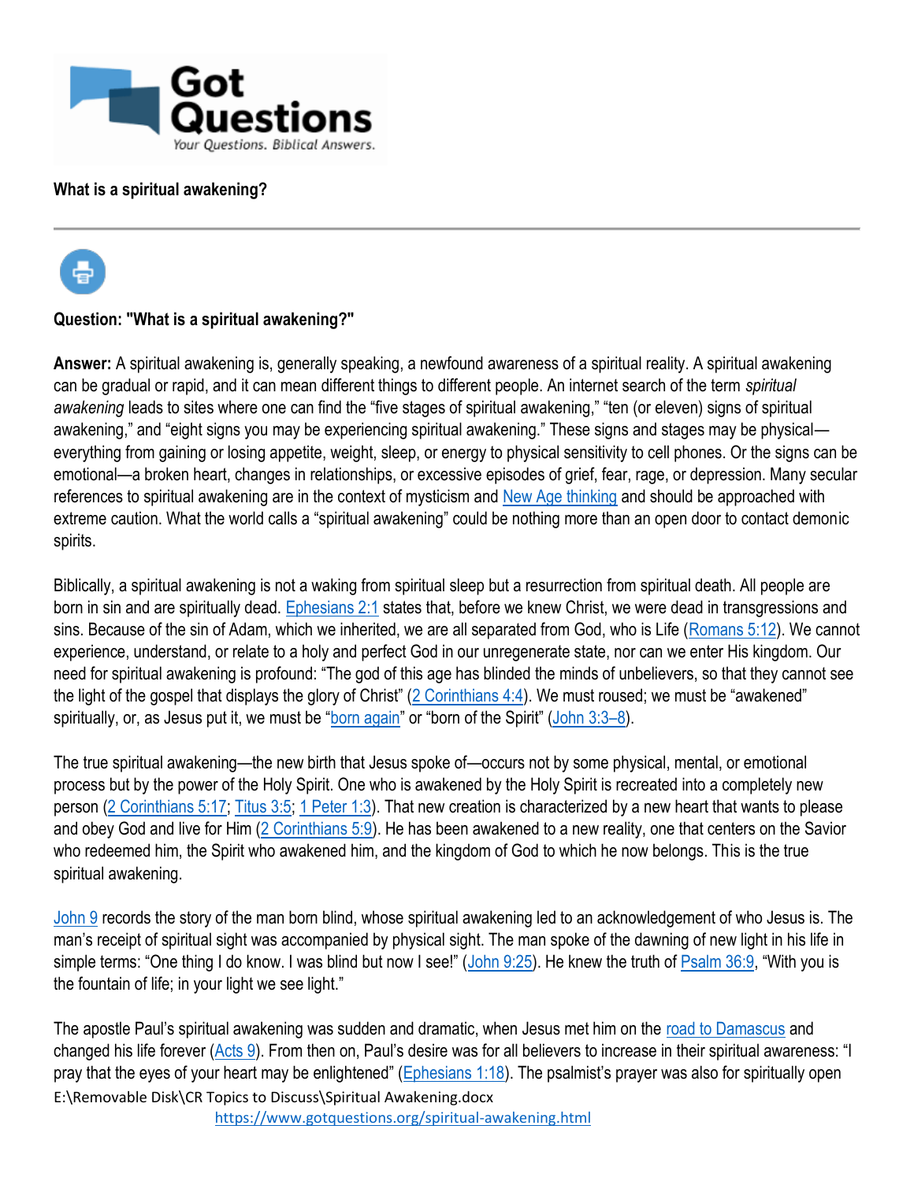**What is a spiritual awakening?**

---

**Question: "What is a spiritual awakening?"**

**Answer:** A spiritual awakening is, generally speaking, a newfound awareness of a spiritual reality. A spiritual awakening can be gradual or rapid, and it can mean different things to different people. An internet search of the term *spiritual awakening* leads to sites where one can find the "five stages of spiritual awakening," "ten (or eleven) signs of spiritual awakening," and "eight signs you may be experiencing spiritual awakening." These signs and stages may be physical—everything from gaining or losing appetite, weight, sleep, or energy to physical sensitivity to cell phones. Or the signs can be emotional—a broken heart, changes in relationships, or excessive episodes of grief, fear, rage, or depression. Many secular references to spiritual awakening are in the context of mysticism and New Age thinking and should be approached with extreme caution. What the world calls a "spiritual awakening" could be nothing more than an open door to contact demonic spirits.

Biblically, a spiritual awakening is not a waking from spiritual sleep but a resurrection from spiritual death. All people are born in sin and are spiritually dead. Ephesians 2:1 states that, before we knew Christ, we were dead in transgressions and sins. Because of the sin of Adam, which we inherited, we are all separated from God, who is Life (Romans 5:12). We cannot experience, understand, or relate to a holy and perfect God in our unregenerate state, nor can we enter His kingdom. Our need for spiritual awakening is profound: "The god of this age has blinded the minds of unbelievers, so that they cannot see the light of the gospel that displays the glory of Christ" (2 Corinthians 4:4). We must roused; we must be "awakened" spiritually, or, as Jesus put it, we must be "born again" or "born of the Spirit" (John 3:3–8).

The true spiritual awakening—the new birth that Jesus spoke of—occurs not by some physical, mental, or emotional process but by the power of the Holy Spirit. One who is awakened by the Holy Spirit is recreated into a completely new person (2 Corinthians 5:17; Titus 3:5; 1 Peter 1:3). That new creation is characterized by a new heart that wants to please and obey God and live for Him (2 Corinthians 5:9). He has been awakened to a new reality, one that centers on the Savior who redeemed him, the Spirit who awakened him, and the kingdom of God to which he now belongs. This is the true spiritual awakening.

John 9 records the story of the man born blind, whose spiritual awakening led to an acknowledgement of who Jesus is. The man's receipt of spiritual sight was accompanied by physical sight. The man spoke of the dawning of new light in his life in simple terms: "One thing I do know. I was blind but now I see!" (John 9:25). He knew the truth of Psalm 36:9, "With you is the fountain of life; in your light we see light."

The apostle Paul's spiritual awakening was sudden and dramatic, when Jesus met him on the road to Damascus and changed his life forever (Acts 9). From then on, Paul's desire was for all believers to increase in their spiritual awareness: "I pray that the eyes of your heart may be enlightened" (Ephesians 1:18). The psalmist's prayer was also for spiritually open

E:\Removable Disk\CR Topics to Discuss\Spiritual Awakening.docx
https://www.gotquestions.org/spiritual-awakening.html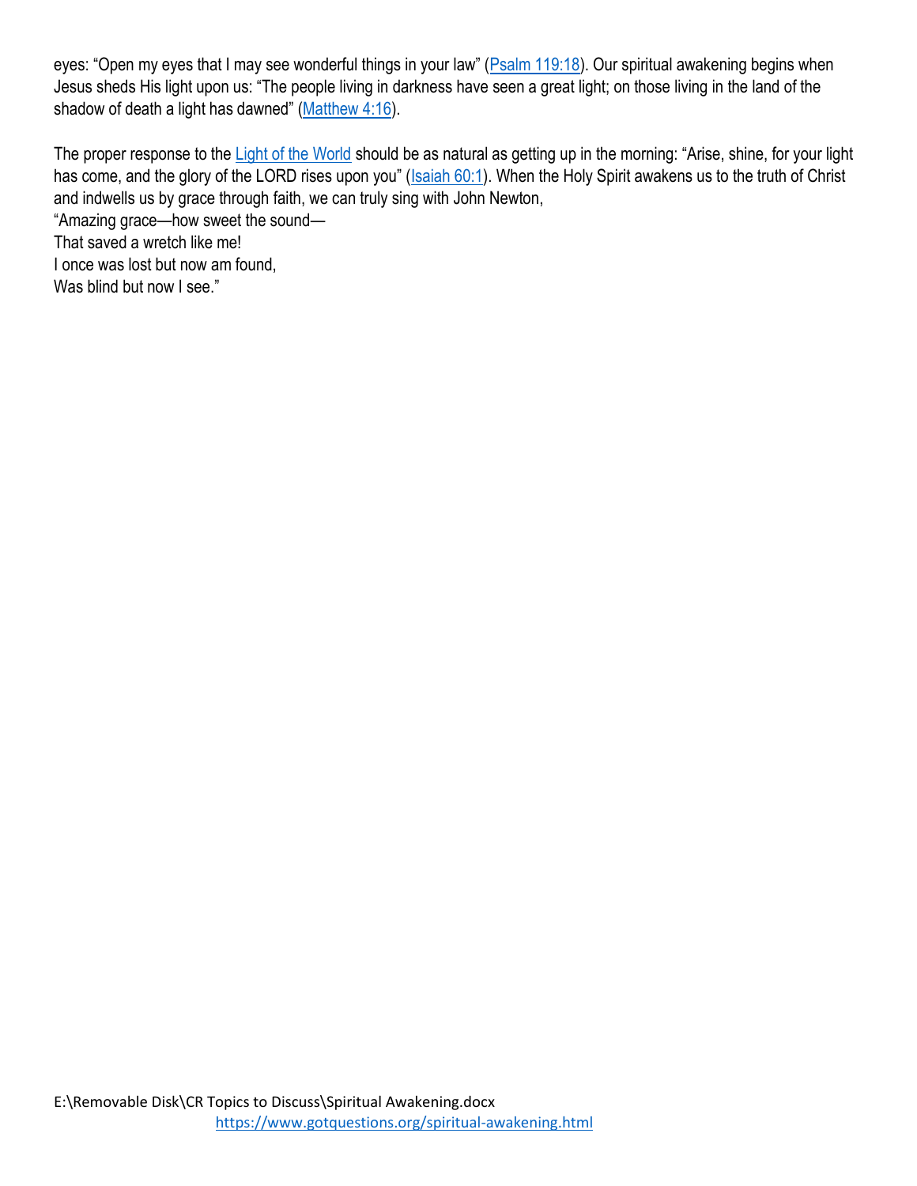eyes: "Open my eyes that I may see wonderful things in your law" (Psalm 119:18). Our spiritual awakening begins when Jesus sheds His light upon us: "The people living in darkness have seen a great light; on those living in the land of the shadow of death a light has dawned" (Matthew 4:16).

The proper response to the Light of the World should be as natural as getting up in the morning: "Arise, shine, for your light has come, and the glory of the LORD rises upon you" (Isaiah 60:1). When the Holy Spirit awakens us to the truth of Christ and indwells us by grace through faith, we can truly sing with John Newton,
"Amazing grace—how sweet the sound—
That saved a wretch like me!
I once was lost but now am found,
Was blind but now I see."

E:\Removable Disk\CR Topics to Discuss\Spiritual Awakening.docx
https://www.gotquestions.org/spiritual-awakening.html